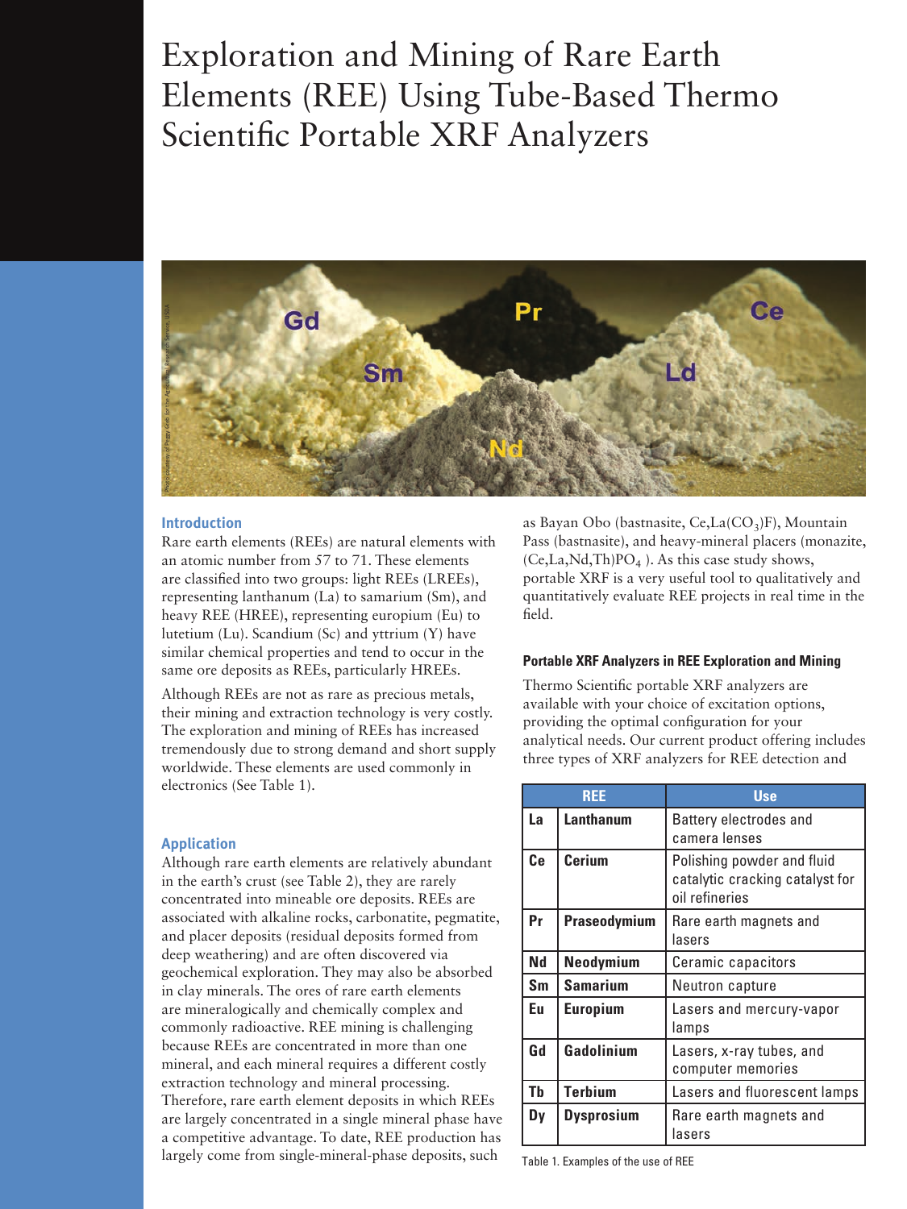# Exploration and Mining of Rare Earth Elements (REE) Using Tube-Based Thermo Scientific Portable XRF Analyzers

## Introduction

Rare earth elements (REEs) are natural elements with an atomic number from 57 to 71. These elements are classified into two groups: light REEs (LREEs), representing lanthanum (La) to samarium (Sm), and heavy REE (HREE), representing europium (Eu) to lutetium (Lu). Scandium (Sc) and yttrium (Y) have similar chemical properties and tend to occur in the same ore deposits as REEs, particularly HREEs.

Although REEs are not as rare as precious metals, their mining and extraction technology is very costly. The exploration and mining of REEs has increased tremendously due to strong demand and short supply worldwide. These elements are used commonly in electronics (See Table 1).

## Application

Although rare earth elements are relatively abundant in the earth's crust (see Table 2), they are rarely concentrated into mineable ore deposits. REEs are associated with alkaline rocks, carbonatite, pegmatite, and placer deposits (residual deposits formed from deep weathering) and are often discovered via geochemical exploration. They may also be absorbed in clay minerals. The ores of rare earth elements are mineralogically and chemically complex and commonly radioactive. REE mining is challenging because REEs are concentrated in more than one mineral, and each mineral requires a different costly extraction technology and mineral processing. Therefore, rare earth element deposits in which REEs are largely concentrated in a single mineral phase have a competitive advantage. To date, REE production has largely come from single-mineral-phase deposits, such as Bayan Obo (bastnasite, $Ce,La(CO_3)F$), Mountain Pass (bastnasite), and heavy-mineral placers (monazite, $(Ce,La,Nd,Th)PO_4$ ). As this case study shows, portable XRF is a very useful tool to qualitatively and quantitatively evaluate REE projects in real time in the field.

### Portable XRF Analyzers in REE Exploration and Mining

Thermo Scientific portable XRF analyzers are available with your choice of excitation options, providing the optimal configuration for your analytical needs. Our current product offering includes three types of XRF analyzers for REE detection and

| REE | | Use |
|---|---|---|
| La | Lanthanum | Battery electrodes and camera lenses |
| Ce | Cerium | Polishing powder and fluid catalytic cracking catalyst for oil refineries |
| Pr | Praseodymium | Rare earth magnets and lasers |
| Nd | Neodymium | Ceramic capacitors |
| Sm | Samarium | Neutron capture |
| Eu | Europium | Lasers and mercury-vapor lamps |
| Gd | Gadolinium | Lasers, x-ray tubes, and computer memories |
| Tb | Terbium | Lasers and fluorescent lamps |
| Dy | Dysprosium | Rare earth magnets and lasers |

Table 1. Examples of the use of REE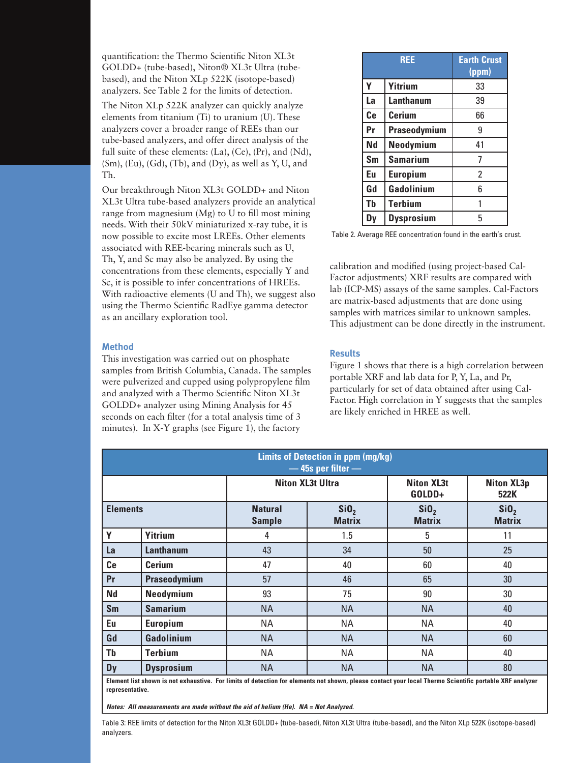quantification: the Thermo Scientific Niton XL3t GOLDD+ (tube-based), Niton® XL3t Ultra (tube-based), and the Niton XLp 522K (isotope-based) analyzers. See Table 2 for the limits of detection.

The Niton XLp 522K analyzer can quickly analyze elements from titanium (Ti) to uranium (U). These analyzers cover a broader range of REEs than our tube-based analyzers, and offer direct analysis of the full suite of these elements: (La), (Ce), (Pr), and (Nd), (Sm), (Eu), (Gd), (Tb), and (Dy), as well as Y, U, and Th.

Our breakthrough Niton XL3t GOLDD+ and Niton XL3t Ultra tube-based analyzers provide an analytical range from magnesium (Mg) to U to fill most mining needs. With their 50kV miniaturized x-ray tube, it is now possible to excite most LREEs. Other elements associated with REE-bearing minerals such as U, Th, Y, and Sc may also be analyzed. By using the concentrations from these elements, especially Y and Sc, it is possible to infer concentrations of HREEs. With radioactive elements (U and Th), we suggest also using the Thermo Scientific RadEye gamma detector as an ancillary exploration tool.

| REE | | Earth Crust (ppm) |
|---|---|---|
| Y | Yitrium | 33 |
| La | Lanthanum | 39 |
| Ce | Cerium | 66 |
| Pr | Praseodymium | 9 |
| Nd | Neodymium | 41 |
| Sm | Samarium | 7 |
| Eu | Europium | 2 |
| Gd | Gadolinium | 6 |
| Tb | Terbium | 1 |
| Dy | Dysprosium | 5 |

Table 2. Average REE concentration found in the earth's crust.

## Method

This investigation was carried out on phosphate samples from British Columbia, Canada. The samples were pulverized and cupped using polypropylene film and analyzed with a Thermo Scientific Niton XL3t GOLDD+ analyzer using Mining Analysis for 45 seconds on each filter (for a total analysis time of 3 minutes). In X-Y graphs (see Figure 1), the factory calibration and modified (using project-based Cal-Factor adjustments) XRF results are compared with lab (ICP-MS) assays of the same samples. Cal-Factors are matrix-based adjustments that are done using samples with matrices similar to unknown samples. This adjustment can be done directly in the instrument.

## Results

Figure 1 shows that there is a high correlation between portable XRF and lab data for P, Y, La, and Pr, particularly for set of data obtained after using Cal-Factor. High correlation in Y suggests that the samples are likely enriched in HREE as well.

| Limits of Detection in ppm (mg/kg) — 45s per filter — | | | | | |
|---|---|---|---|---|---|
| | | Niton XL3t Ultra | | Niton XL3t GOLDD+ | Niton XL3p 522K |
| Elements | | Natural Sample | $SiO_2$ Matrix | $SiO_2$ Matrix | $SiO_2$ Matrix |
| Y | Yitrium | 4 | 1.5 | 5 | 11 |
| La | Lanthanum | 43 | 34 | 50 | 25 |
| Ce | Cerium | 47 | 40 | 60 | 40 |
| Pr | Praseodymium | 57 | 46 | 65 | 30 |
| Nd | Neodymium | 93 | 75 | 90 | 30 |
| Sm | Samarium | NA | NA | NA | 40 |
| Eu | Europium | NA | NA | NA | 40 |
| Gd | Gadolinium | NA | NA | NA | 60 |
| Tb | Terbium | NA | NA | NA | 40 |
| Dy | Dysprosium | NA | NA | NA | 80 |

**Element list shown is not exhaustive. For limits of detection for elements not shown, please contact your local Thermo Scientific portable XRF analyzer representative.**

***Notes: All measurements are made without the aid of helium (He). NA = Not Analyzed.***

Table 3: REE limits of detection for the Niton XL3t GOLDD+ (tube-based), Niton XL3t Ultra (tube-based), and the Niton XLp 522K (isotope-based) analyzers.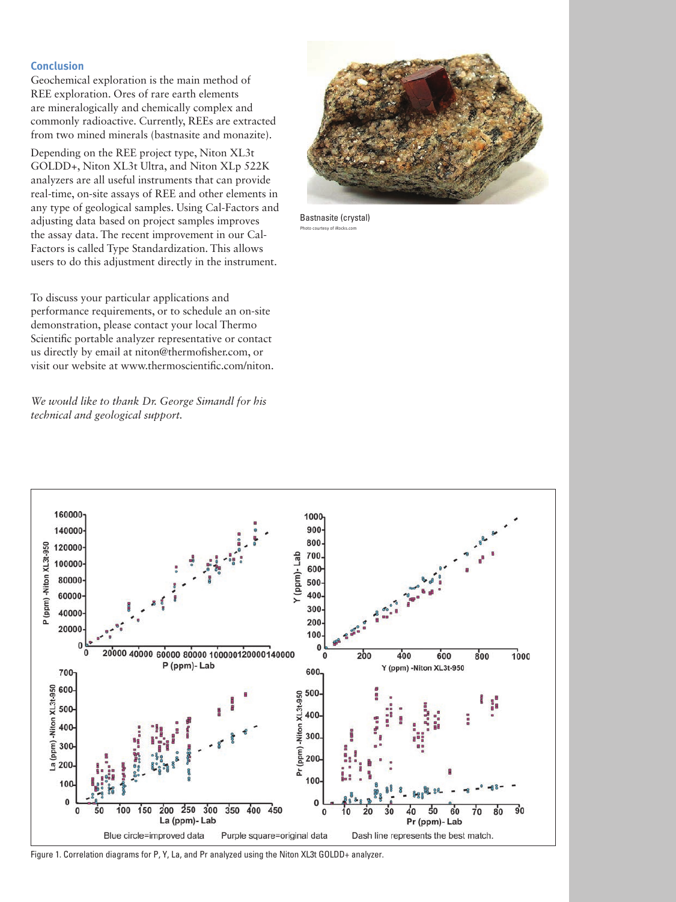## Conclusion

Geochemical exploration is the main method of REE exploration. Ores of rare earth elements are mineralogically and chemically complex and commonly radioactive. Currently, REEs are extracted from two mined minerals (bastnasite and monazite).

Depending on the REE project type, Niton XL3t GOLDD+, Niton XL3t Ultra, and Niton XLp 522K analyzers are all useful instruments that can provide real-time, on-site assays of REE and other elements in any type of geological samples. Using Cal-Factors and adjusting data based on project samples improves the assay data. The recent improvement in our Cal-Factors is called Type Standardization. This allows users to do this adjustment directly in the instrument.

To discuss your particular applications and performance requirements, or to schedule an on-site demonstration, please contact your local Thermo Scientific portable analyzer representative or contact us directly by email at niton@thermofisher.com, or visit our website at www.thermoscientific.com/niton.

*We would like to thank Dr. George Simandl for his technical and geological support.*

Bastnasite (crystal)
Photo courtesy of iRocks.com

P (ppm) -Niton XL3t-950
160000
140000
120000
100000
80000
60000
40000
20000
0
0 20000 40000 60000 80000 100000 120000 140000
P (ppm)- Lab

Y (ppm)- Lab
1000
900
800
700
600
500
400
300
200
100
0
0 200 400 600 800 1000
Y (ppm) -Niton XL3t-950

La (ppm) -Niton XL3t-950
700
600
500
400
300
200
100
0
0 50 100 150 200 250 300 350 400 450
La (ppm)- Lab

Pr (ppm) -Niton XL3t-950
600
500
400
300
200
100
0
0 10 20 30 40 50 60 70 80 90
Pr (ppm)- Lab

Blue circle=improved data Purple square=original data Dash line represents the best match.

Figure 1. Correlation diagrams for P, Y, La, and Pr analyzed using the Niton XL3t GOLDD+ analyzer.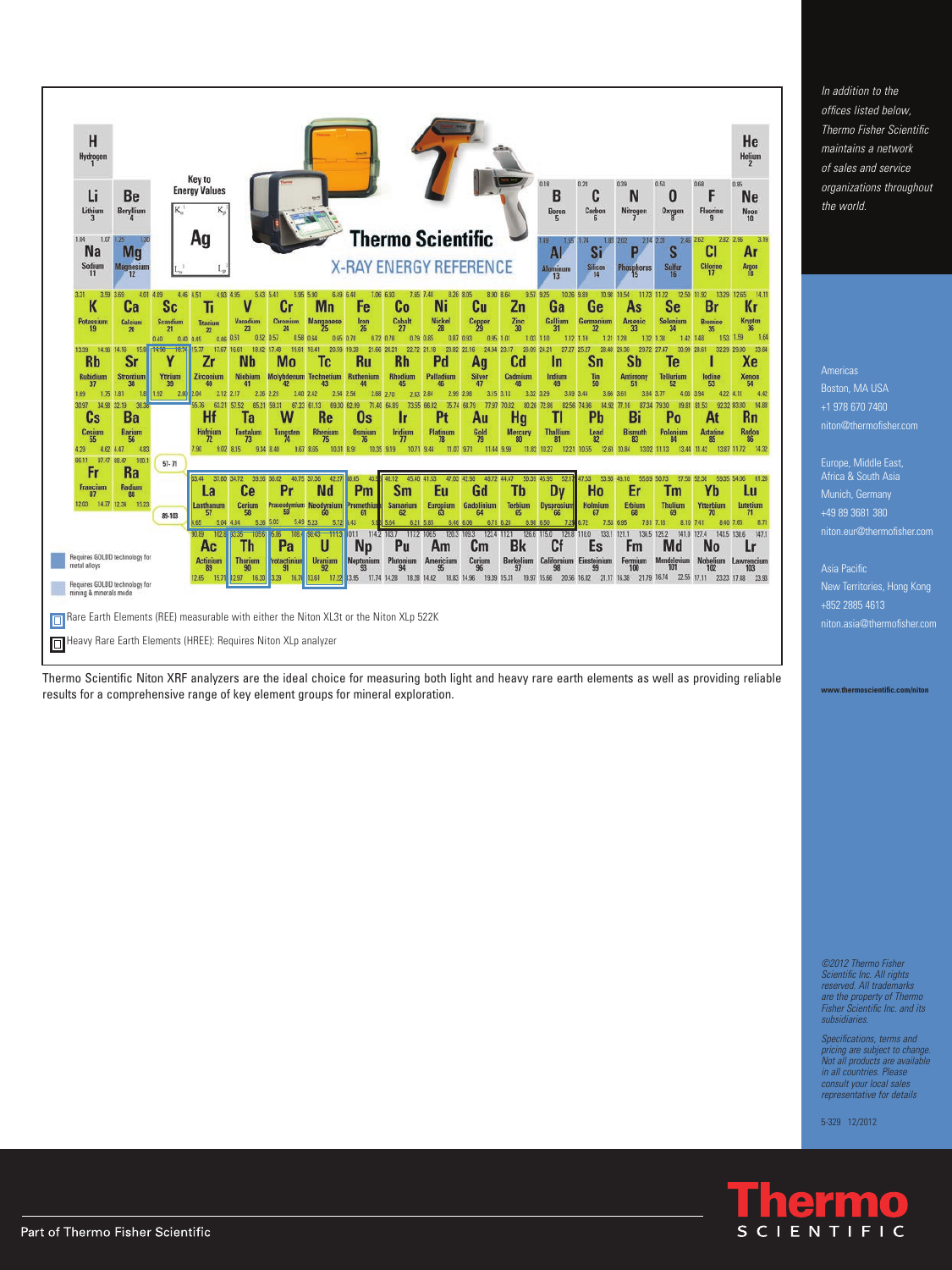## Thermo Scientific X-RAY ENERGY REFERENCE

Key to Energy Values

Requires GOLDD technology for metal alloys

Requires GOLDD technology for mining & minerals mode

Rare Earth Elements (REE) measurable with either the Niton XL3t or the Niton XLp 522K

Heavy Rare Earth Elements (HREE): Requires Niton XLp analyzer

Thermo Scientific Niton XRF analyzers are the ideal choice for measuring both light and heavy rare earth elements as well as providing reliable results for a comprehensive range of key element groups for mineral exploration.

*In addition to the offices listed below, Thermo Fisher Scientific maintains a network of sales and service organizations throughout the world.*

Americas
Boston, MA USA
+1 978 670 7460
niton@thermofisher.com

Europe, Middle East, Africa & South Asia
Munich, Germany
+49 89 3681 380
niton.eur@thermofisher.com

Asia Pacific
New Territories, Hong Kong
+852 2885 4613
niton.asia@thermofisher.com

**www.thermoscientific.com/niton**

*©2012 Thermo Fisher Scientific Inc. All rights reserved. All trademarks are the property of Thermo Fisher Scientific Inc. and its subsidiaries.*

*Specifications, terms and pricing are subject to change. Not all products are available in all countries. Please consult your local sales representative for details.*

5-329 12/2012

Part of Thermo Fisher Scientific

Thermo SCIENTIFIC